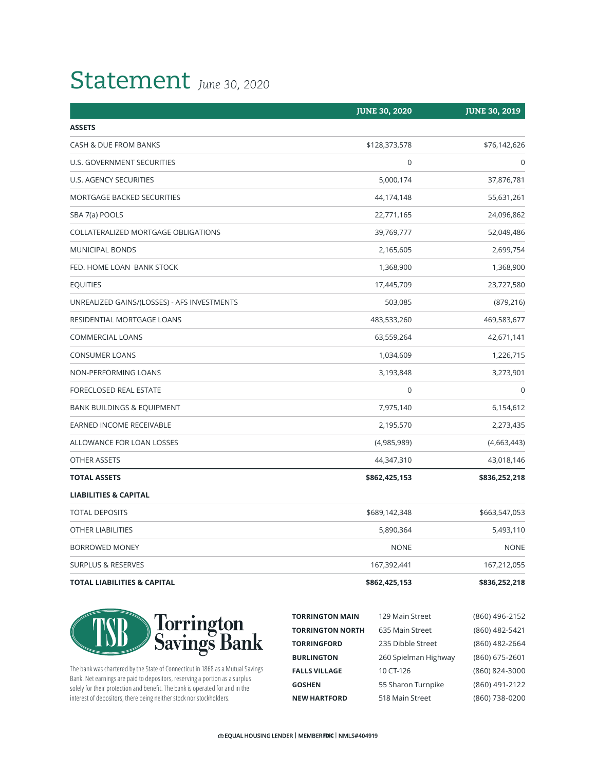# Statement *June 30, 2020*

| | JUNE 30, 2020 | JUNE 30, 2019 |
|---|---|---|
| **ASSETS** | | |
| CASH & DUE FROM BANKS | $128,373,578 | $76,142,626 |
| U.S. GOVERNMENT SECURITIES | 0 | 0 |
| U.S. AGENCY SECURITIES | 5,000,174 | 37,876,781 |
| MORTGAGE BACKED SECURITIES | 44,174,148 | 55,631,261 |
| SBA 7(a) POOLS | 22,771,165 | 24,096,862 |
| COLLATERALIZED MORTGAGE OBLIGATIONS | 39,769,777 | 52,049,486 |
| MUNICIPAL BONDS | 2,165,605 | 2,699,754 |
| FED. HOME LOAN BANK STOCK | 1,368,900 | 1,368,900 |
| EQUITIES | 17,445,709 | 23,727,580 |
| UNREALIZED GAINS/(LOSSES) - AFS INVESTMENTS | 503,085 | (879,216) |
| RESIDENTIAL MORTGAGE LOANS | 483,533,260 | 469,583,677 |
| COMMERCIAL LOANS | 63,559,264 | 42,671,141 |
| CONSUMER LOANS | 1,034,609 | 1,226,715 |
| NON-PERFORMING LOANS | 3,193,848 | 3,273,901 |
| FORECLOSED REAL ESTATE | 0 | 0 |
| BANK BUILDINGS & EQUIPMENT | 7,975,140 | 6,154,612 |
| EARNED INCOME RECEIVABLE | 2,195,570 | 2,273,435 |
| ALLOWANCE FOR LOAN LOSSES | (4,985,989) | (4,663,443) |
| OTHER ASSETS | 44,347,310 | 43,018,146 |
| **TOTAL ASSETS** | **$862,425,153** | **$836,252,218** |
| **LIABILITIES & CAPITAL** | | |
| TOTAL DEPOSITS | $689,142,348 | $663,547,053 |
| OTHER LIABILITIES | 5,890,364 | 5,493,110 |
| BORROWED MONEY | NONE | NONE |
| SURPLUS & RESERVES | 167,392,441 | 167,212,055 |
| **TOTAL LIABILITIES & CAPITAL** | **$862,425,153** | **$836,252,218** |

**TSB Torrington Savings Bank**

The bank was chartered by the State of Connecticut in 1868 as a Mutual Savings Bank. Net earnings are paid to depositors, reserving a portion as a surplus solely for their protection and benefit. The bank is operated for and in the interest of depositors, there being neither stock nor stockholders.

| | | |
|---|---|---|
| **TORRINGTON MAIN** | 129 Main Street | (860) 496-2152 |
| **TORRINGTON NORTH** | 635 Main Street | (860) 482-5421 |
| **TORRINGFORD** | 235 Dibble Street | (860) 482-2664 |
| **BURLINGTON** | 260 Spielman Highway | (860) 675-2601 |
| **FALLS VILLAGE** | 10 CT-126 | (860) 824-3000 |
| **GOSHEN** | 55 Sharon Turnpike | (860) 491-2122 |
| **NEW HARTFORD** | 518 Main Street | (860) 738-0200 |

EQUAL HOUSING LENDER | MEMBER FDIC | NMLS#404919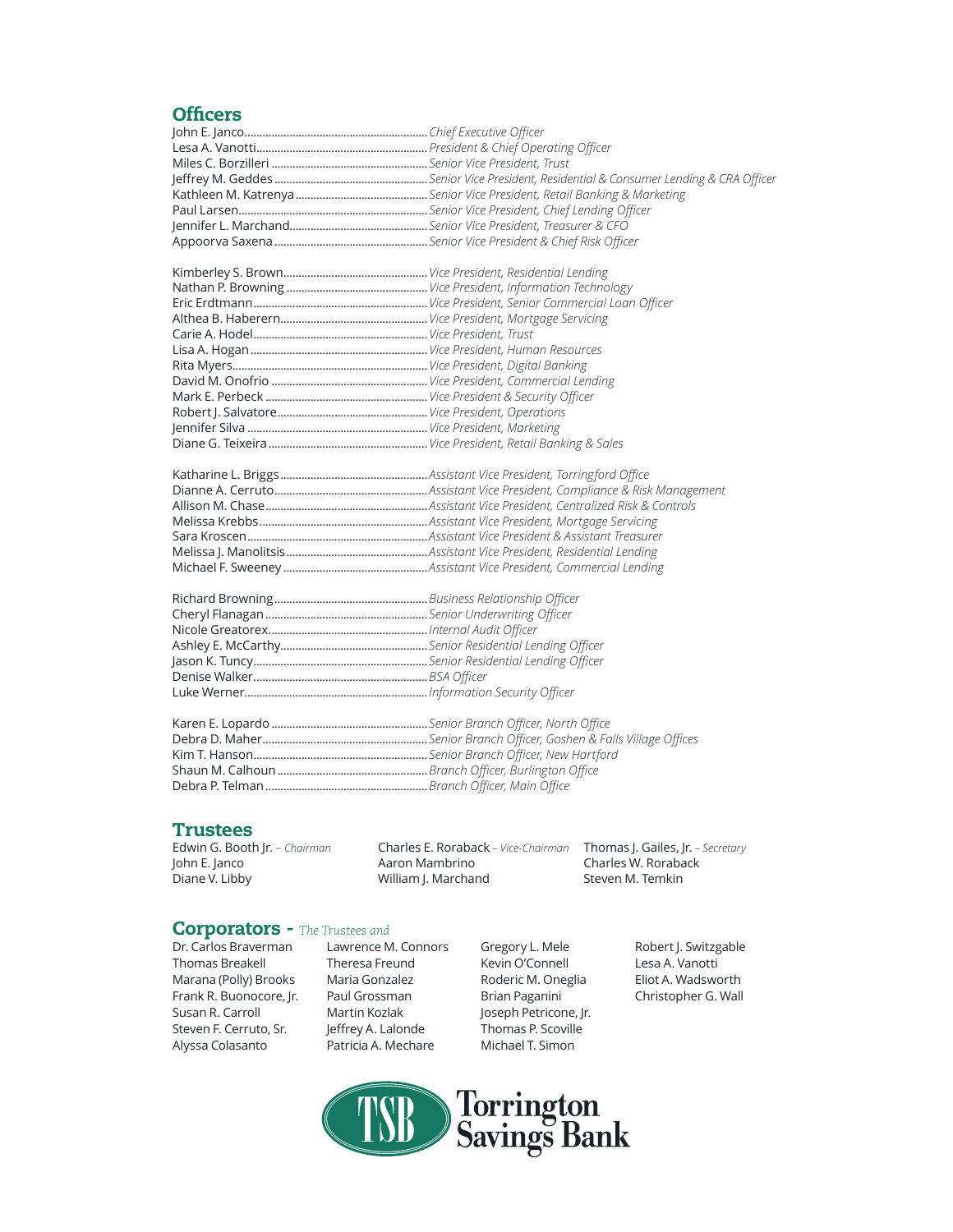## Officers

John E. Janco............................................................*Chief Executive Officer*
Lesa A. Vanotti........................................................*President & Chief Operating Officer*
Miles C. Borzilleri ....................................................*Senior Vice President, Trust*
Jeffrey M. Geddes ...................................................*Senior Vice President, Residential & Consumer Lending & CRA Officer*
Kathleen M. Katrenya .............................................*Senior Vice President, Retail Banking & Marketing*
Paul Larsen...............................................................*Senior Vice President, Chief Lending Officer*
Jennifer L. Marchand..............................................*Senior Vice President, Treasurer & CFO*
Appoorva Saxena ...................................................*Senior Vice President & Chief Risk Officer*

Kimberley S. Brown.................................................*Vice President, Residential Lending*
Nathan P. Browning ................................................*Vice President, Information Technology*
Eric Erdtmann...........................................................*Vice President, Senior Commercial Loan Officer*
Althea B. Haberern..................................................*Vice President, Mortgage Servicing*
Carie A. Hodel..........................................................*Vice President, Trust*
Lisa A. Hogan ...........................................................*Vice President, Human Resources*
Rita Myers.................................................................*Vice President, Digital Banking*
David M. Onofrio ....................................................*Vice President, Commercial Lending*
Mark E. Perbeck ......................................................*Vice President & Security Officer*
Robert J. Salvatore..................................................*Vice President, Operations*
Jennifer Silva ............................................................*Vice President, Marketing*
Diane G. Teixeira .....................................................*Vice President, Retail Banking & Sales*

Katharine L. Briggs .................................................*Assistant Vice President, Torringford Office*
Dianne A. Cerruto...................................................*Assistant Vice President, Compliance & Risk Management*
Allison M. Chase......................................................*Assistant Vice President, Centralized Risk & Controls*
Melissa Krebbs ........................................................*Assistant Vice President, Mortgage Servicing*
Sara Kroscen............................................................*Assistant Vice President & Assistant Treasurer*
Melissa J. Manolitsis ...............................................*Assistant Vice President, Residential Lending*
Michael F. Sweeney ................................................*Assistant Vice President, Commercial Lending*

Richard Browning....................................................*Business Relationship Officer*
Cheryl Flanagan .......................................................*Senior Underwriting Officer*
Nicole Greatorex......................................................*Internal Audit Officer*
Ashley E. McCarthy.................................................*Senior Residential Lending Officer*
Jason K. Tuncy..........................................................*Senior Residential Lending Officer*
Denise Walker..........................................................*BSA Officer*
Luke Werner.............................................................*Information Security Officer*

Karen E. Lopardo ....................................................*Senior Branch Officer, North Office*
Debra D. Maher.......................................................*Senior Branch Officer, Goshen & Falls Village Offices*
Kim T. Hanson..........................................................*Senior Branch Officer, New Hartford*
Shaun M. Calhoun ..................................................*Branch Officer, Burlington Office*
Debra P. Telman ......................................................*Branch Officer, Main Office*

## Trustees

Edwin G. Booth Jr. – *Chairman*
John E. Janco
Diane V. Libby
Charles E. Roraback – *Vice-Chairman*
Aaron Mambrino
William J. Marchand
Thomas J. Gailes, Jr. – *Secretary*
Charles W. Roraback
Steven M. Temkin

## Corporators - *The Trustees and*

Dr. Carlos Braverman
Thomas Breakell
Marana (Polly) Brooks
Frank R. Buonocore, Jr.
Susan R. Carroll
Steven F. Cerruto, Sr.
Alyssa Colasanto
Lawrence M. Connors
Theresa Freund
Maria Gonzalez
Paul Grossman
Martin Kozlak
Jeffrey A. Lalonde
Patricia A. Mechare
Gregory L. Mele
Kevin O'Connell
Roderic M. Oneglia
Brian Paganini
Joseph Petricone, Jr.
Thomas P. Scoville
Michael T. Simon
Robert J. Switzgable
Lesa A. Vanotti
Eliot A. Wadsworth
Christopher G. Wall

TSB Torrington Savings Bank